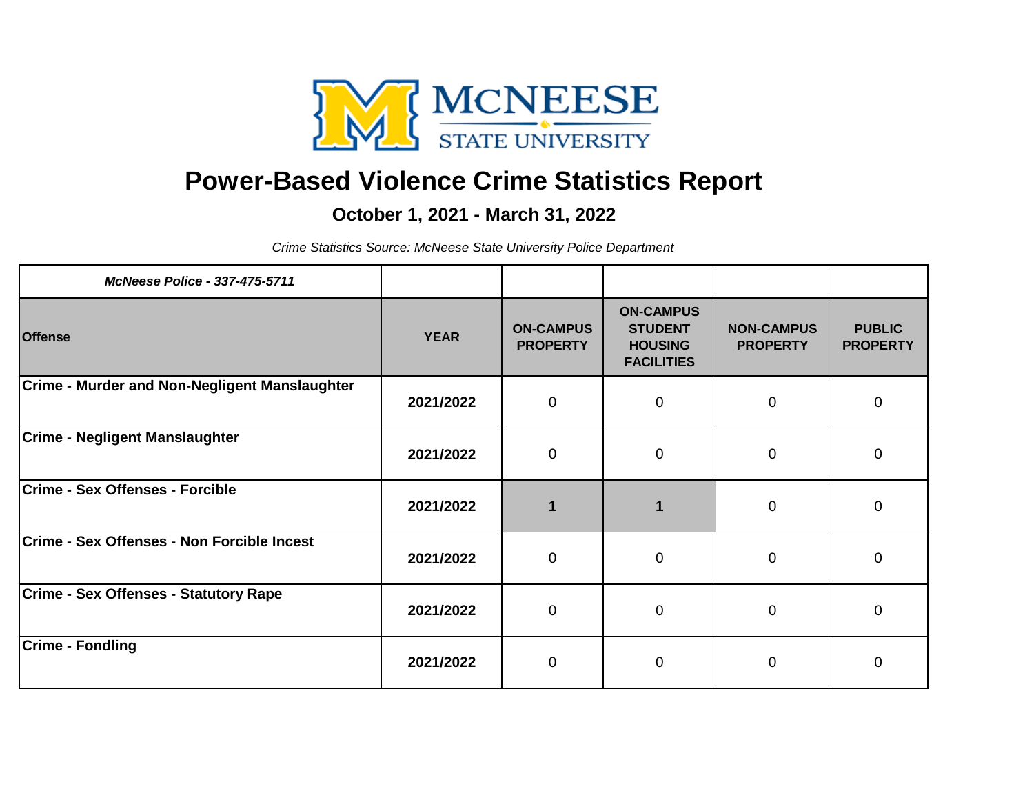McNEESE STATE UNIVERSITY

# Power-Based Violence Crime Statistics Report

## October 1, 2021 - March 31, 2022

*Crime Statistics Source: McNeese State University Police Department*

| *McNeese Police - 337-475-5711* | | | | | |
|---|---|---|---|---|---|
| **Offense** | **YEAR** | **ON-CAMPUS PROPERTY** | **ON-CAMPUS STUDENT HOUSING FACILITIES** | **NON-CAMPUS PROPERTY** | **PUBLIC PROPERTY** |
| **Crime - Murder and Non-Negligent Manslaughter** | **2021/2022** | 0 | 0 | 0 | 0 |
| **Crime - Negligent Manslaughter** | **2021/2022** | 0 | 0 | 0 | 0 |
| **Crime - Sex Offenses - Forcible** | **2021/2022** | **1** | **1** | 0 | 0 |
| **Crime - Sex Offenses - Non Forcible Incest** | **2021/2022** | 0 | 0 | 0 | 0 |
| **Crime - Sex Offenses - Statutory Rape** | **2021/2022** | 0 | 0 | 0 | 0 |
| **Crime - Fondling** | **2021/2022** | 0 | 0 | 0 | 0 |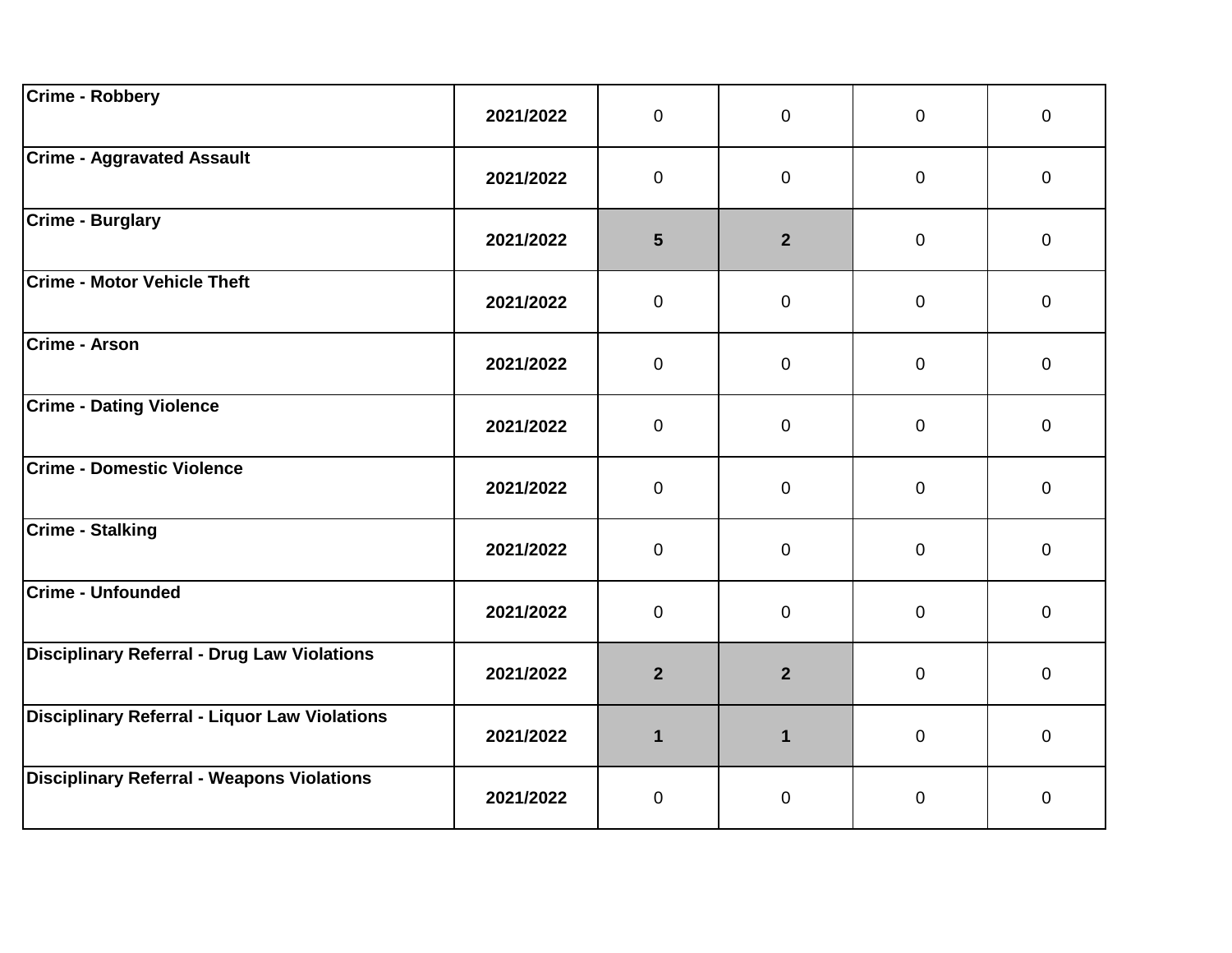| | | | | | |
|---|---|---|---|---|---|
| **Crime - Robbery** | **2021/2022** | 0 | 0 | 0 | 0 |
| **Crime - Aggravated Assault** | **2021/2022** | 0 | 0 | 0 | 0 |
| **Crime - Burglary** | **2021/2022** | **5** | **2** | 0 | 0 |
| **Crime - Motor Vehicle Theft** | **2021/2022** | 0 | 0 | 0 | 0 |
| **Crime - Arson** | **2021/2022** | 0 | 0 | 0 | 0 |
| **Crime - Dating Violence** | **2021/2022** | 0 | 0 | 0 | 0 |
| **Crime - Domestic Violence** | **2021/2022** | 0 | 0 | 0 | 0 |
| **Crime - Stalking** | **2021/2022** | 0 | 0 | 0 | 0 |
| **Crime - Unfounded** | **2021/2022** | 0 | 0 | 0 | 0 |
| **Disciplinary Referral - Drug Law Violations** | **2021/2022** | **2** | **2** | 0 | 0 |
| **Disciplinary Referral - Liquor Law Violations** | **2021/2022** | **1** | **1** | 0 | 0 |
| **Disciplinary Referral - Weapons Violations** | **2021/2022** | 0 | 0 | 0 | 0 |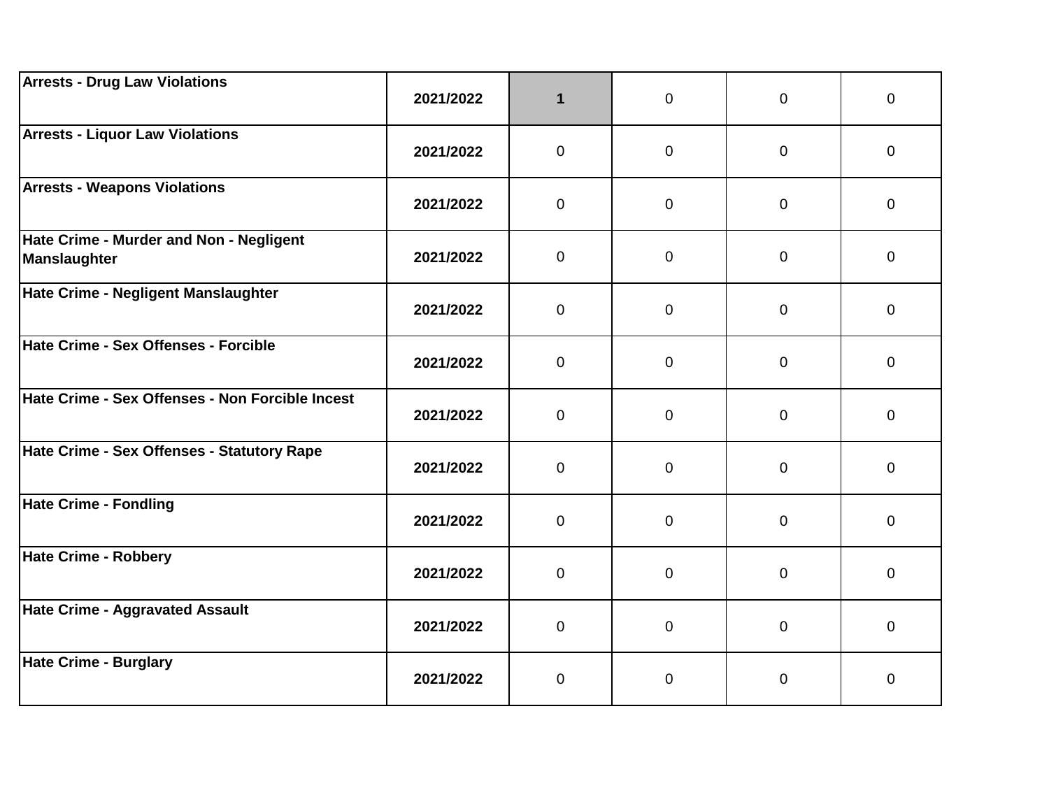| | | | | | |
|---|---|---|---|---|---|
| **Arrests - Drug Law Violations** | **2021/2022** | **1** | 0 | 0 | 0 |
| **Arrests - Liquor Law Violations** | **2021/2022** | 0 | 0 | 0 | 0 |
| **Arrests - Weapons Violations** | **2021/2022** | 0 | 0 | 0 | 0 |
| **Hate Crime - Murder and Non - Negligent Manslaughter** | **2021/2022** | 0 | 0 | 0 | 0 |
| **Hate Crime - Negligent Manslaughter** | **2021/2022** | 0 | 0 | 0 | 0 |
| **Hate Crime - Sex Offenses - Forcible** | **2021/2022** | 0 | 0 | 0 | 0 |
| **Hate Crime - Sex Offenses - Non Forcible Incest** | **2021/2022** | 0 | 0 | 0 | 0 |
| **Hate Crime - Sex Offenses - Statutory Rape** | **2021/2022** | 0 | 0 | 0 | 0 |
| **Hate Crime - Fondling** | **2021/2022** | 0 | 0 | 0 | 0 |
| **Hate Crime - Robbery** | **2021/2022** | 0 | 0 | 0 | 0 |
| **Hate Crime - Aggravated Assault** | **2021/2022** | 0 | 0 | 0 | 0 |
| **Hate Crime - Burglary** | **2021/2022** | 0 | 0 | 0 | 0 |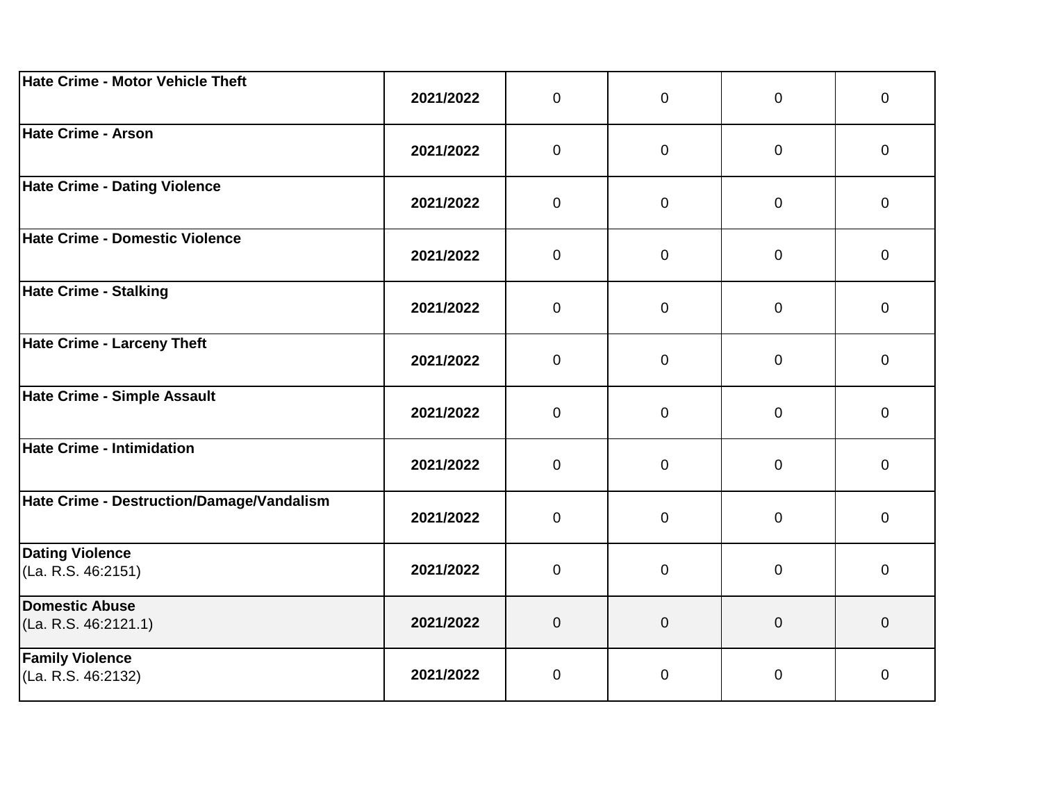| | | | | | |
|---|---|---|---|---|---|
| **Hate Crime - Motor Vehicle Theft** | **2021/2022** | 0 | 0 | 0 | 0 |
| **Hate Crime - Arson** | **2021/2022** | 0 | 0 | 0 | 0 |
| **Hate Crime - Dating Violence** | **2021/2022** | 0 | 0 | 0 | 0 |
| **Hate Crime - Domestic Violence** | **2021/2022** | 0 | 0 | 0 | 0 |
| **Hate Crime - Stalking** | **2021/2022** | 0 | 0 | 0 | 0 |
| **Hate Crime - Larceny Theft** | **2021/2022** | 0 | 0 | 0 | 0 |
| **Hate Crime - Simple Assault** | **2021/2022** | 0 | 0 | 0 | 0 |
| **Hate Crime - Intimidation** | **2021/2022** | 0 | 0 | 0 | 0 |
| **Hate Crime - Destruction/Damage/Vandalism** | **2021/2022** | 0 | 0 | 0 | 0 |
| **Dating Violence** (La. R.S. 46:2151) | **2021/2022** | 0 | 0 | 0 | 0 |
| **Domestic Abuse** (La. R.S. 46:2121.1) | **2021/2022** | 0 | 0 | 0 | 0 |
| **Family Violence** (La. R.S. 46:2132) | **2021/2022** | 0 | 0 | 0 | 0 |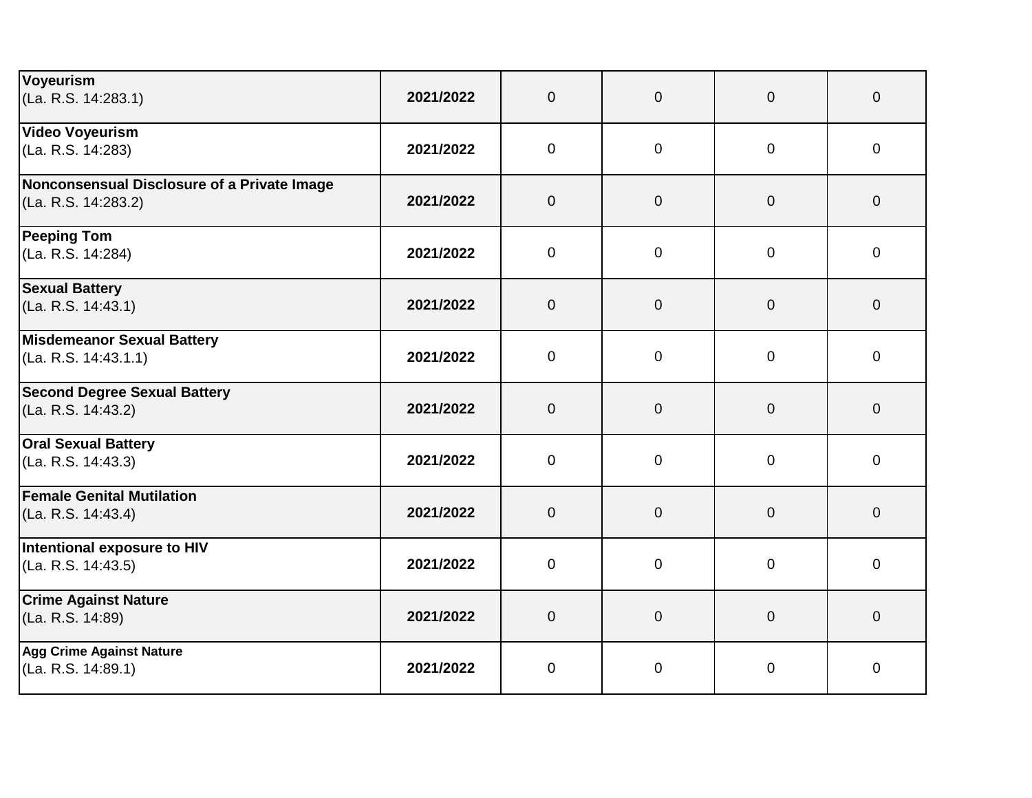| | | | | | |
|---|---|---|---|---|---|
| **Voyeurism**<br>(La. R.S. 14:283.1) | **2021/2022** | 0 | 0 | 0 | 0 |
| **Video Voyeurism**<br>(La. R.S. 14:283) | **2021/2022** | 0 | 0 | 0 | 0 |
| **Nonconsensual Disclosure of a Private Image**<br>(La. R.S. 14:283.2) | **2021/2022** | 0 | 0 | 0 | 0 |
| **Peeping Tom**<br>(La. R.S. 14:284) | **2021/2022** | 0 | 0 | 0 | 0 |
| **Sexual Battery**<br>(La. R.S. 14:43.1) | **2021/2022** | 0 | 0 | 0 | 0 |
| **Misdemeanor Sexual Battery**<br>(La. R.S. 14:43.1.1) | **2021/2022** | 0 | 0 | 0 | 0 |
| **Second Degree Sexual Battery**<br>(La. R.S. 14:43.2) | **2021/2022** | 0 | 0 | 0 | 0 |
| **Oral Sexual Battery**<br>(La. R.S. 14:43.3) | **2021/2022** | 0 | 0 | 0 | 0 |
| **Female Genital Mutilation**<br>(La. R.S. 14:43.4) | **2021/2022** | 0 | 0 | 0 | 0 |
| **Intentional exposure to HIV**<br>(La. R.S. 14:43.5) | **2021/2022** | 0 | 0 | 0 | 0 |
| **Crime Against Nature**<br>(La. R.S. 14:89) | **2021/2022** | 0 | 0 | 0 | 0 |
| **Agg Crime Against Nature**<br>(La. R.S. 14:89.1) | **2021/2022** | 0 | 0 | 0 | 0 |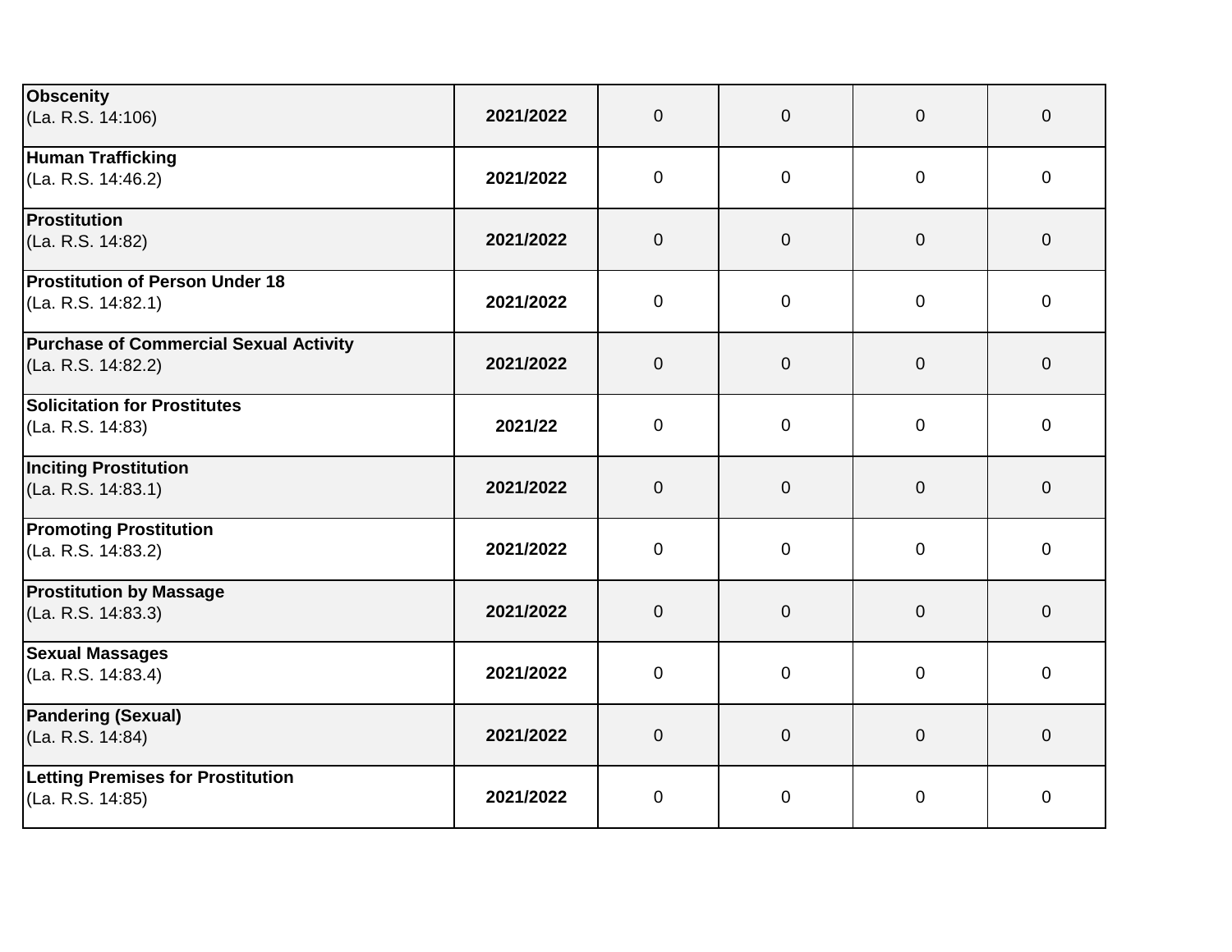| | | | | | |
|---|---|---|---|---|---|
| **Obscenity**<br>(La. R.S. 14:106) | **2021/2022** | 0 | 0 | 0 | 0 |
| **Human Trafficking**<br>(La. R.S. 14:46.2) | **2021/2022** | 0 | 0 | 0 | 0 |
| **Prostitution**<br>(La. R.S. 14:82) | **2021/2022** | 0 | 0 | 0 | 0 |
| **Prostitution of Person Under 18**<br>(La. R.S. 14:82.1) | **2021/2022** | 0 | 0 | 0 | 0 |
| **Purchase of Commercial Sexual Activity**<br>(La. R.S. 14:82.2) | **2021/2022** | 0 | 0 | 0 | 0 |
| **Solicitation for Prostitutes**<br>(La. R.S. 14:83) | **2021/22** | 0 | 0 | 0 | 0 |
| **Inciting Prostitution**<br>(La. R.S. 14:83.1) | **2021/2022** | 0 | 0 | 0 | 0 |
| **Promoting Prostitution**<br>(La. R.S. 14:83.2) | **2021/2022** | 0 | 0 | 0 | 0 |
| **Prostitution by Massage**<br>(La. R.S. 14:83.3) | **2021/2022** | 0 | 0 | 0 | 0 |
| **Sexual Massages**<br>(La. R.S. 14:83.4) | **2021/2022** | 0 | 0 | 0 | 0 |
| **Pandering (Sexual)**<br>(La. R.S. 14:84) | **2021/2022** | 0 | 0 | 0 | 0 |
| **Letting Premises for Prostitution**<br>(La. R.S. 14:85) | **2021/2022** | 0 | 0 | 0 | 0 |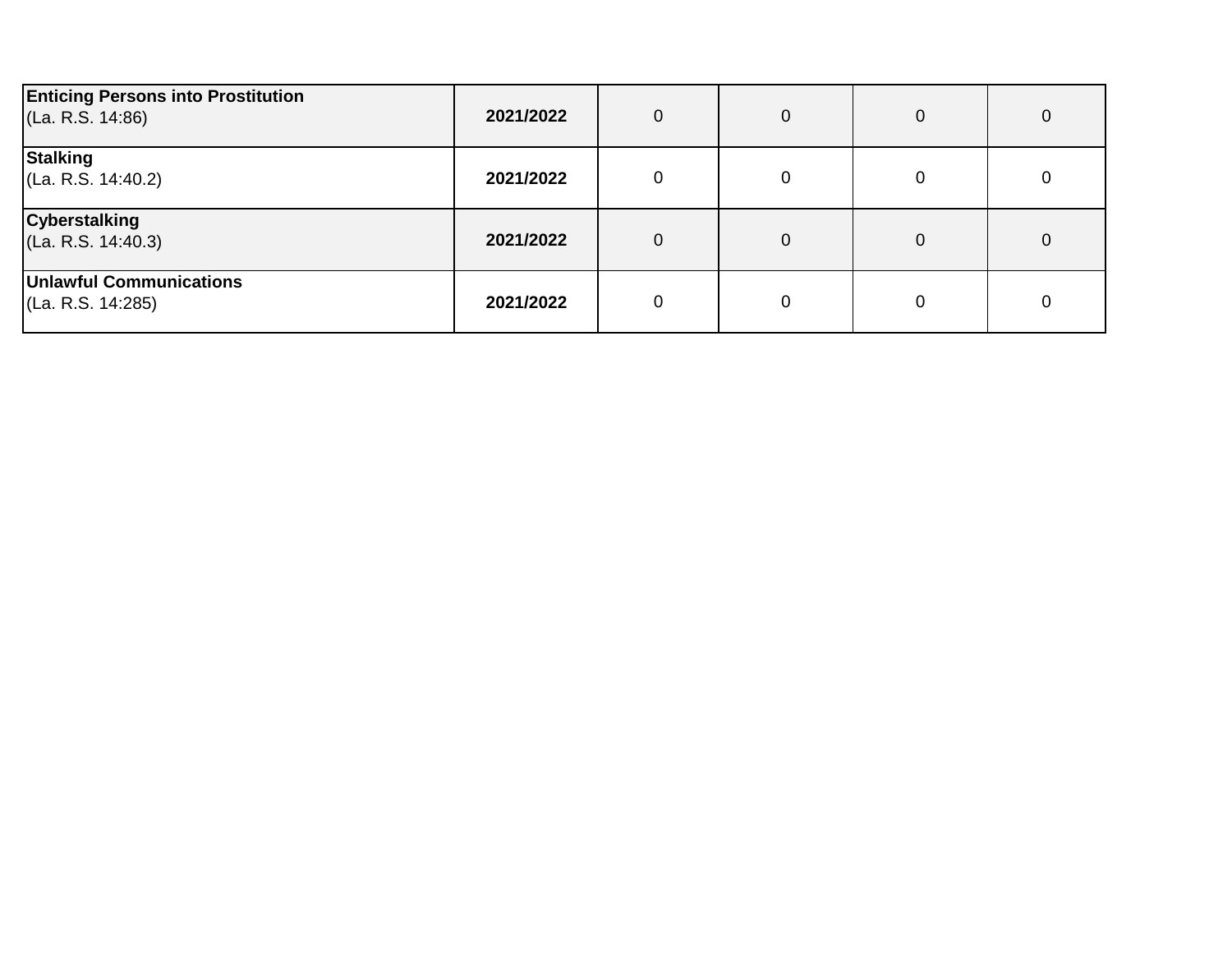| | | | | | |
|---|---|---|---|---|---|
| **Enticing Persons into Prostitution**<br>(La. R.S. 14:86) | **2021/2022** | 0 | 0 | 0 | 0 |
| **Stalking**<br>(La. R.S. 14:40.2) | **2021/2022** | 0 | 0 | 0 | 0 |
| **Cyberstalking**<br>(La. R.S. 14:40.3) | **2021/2022** | 0 | 0 | 0 | 0 |
| **Unlawful Communications**<br>(La. R.S. 14:285) | **2021/2022** | 0 | 0 | 0 | 0 |